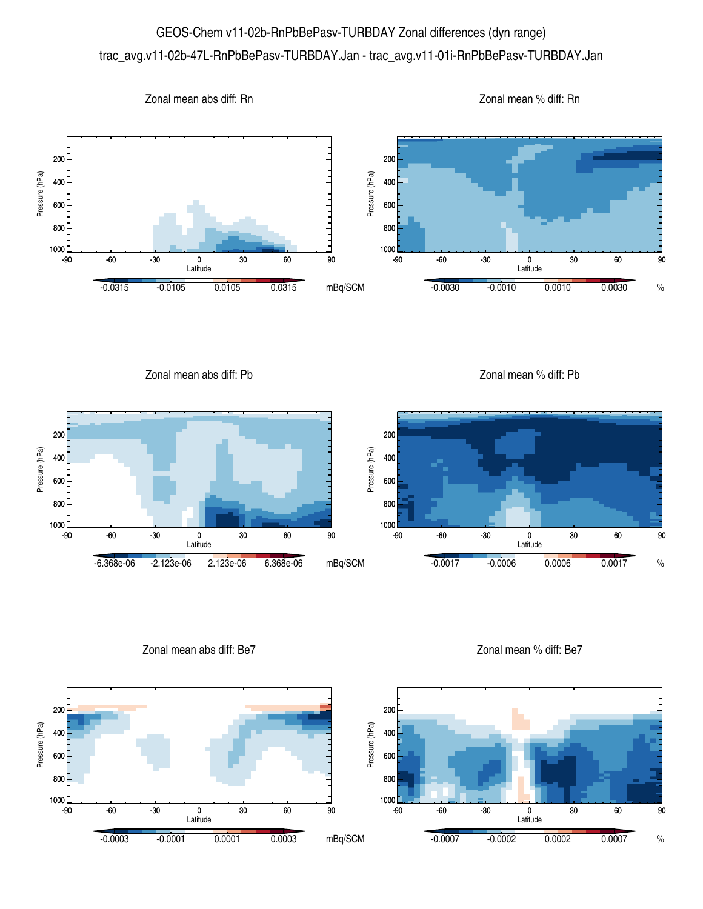# GEOS-Chem v11-02b-RnPbBePasv-TURBDAY Zonal differences (dyn range)

trac_avg.v11-02b-47L-RnPbBePasv-TURBDAY.Jan - trac_avg.v11-01i-RnPbBePasv-TURBDAY.Jan

Zonal mean abs diff: Rn

Zonal mean % diff: Rn

Zonal mean abs diff: Pb

Zonal mean % diff: Pb

Zonal mean abs diff: Be7

Zonal mean % diff: Be7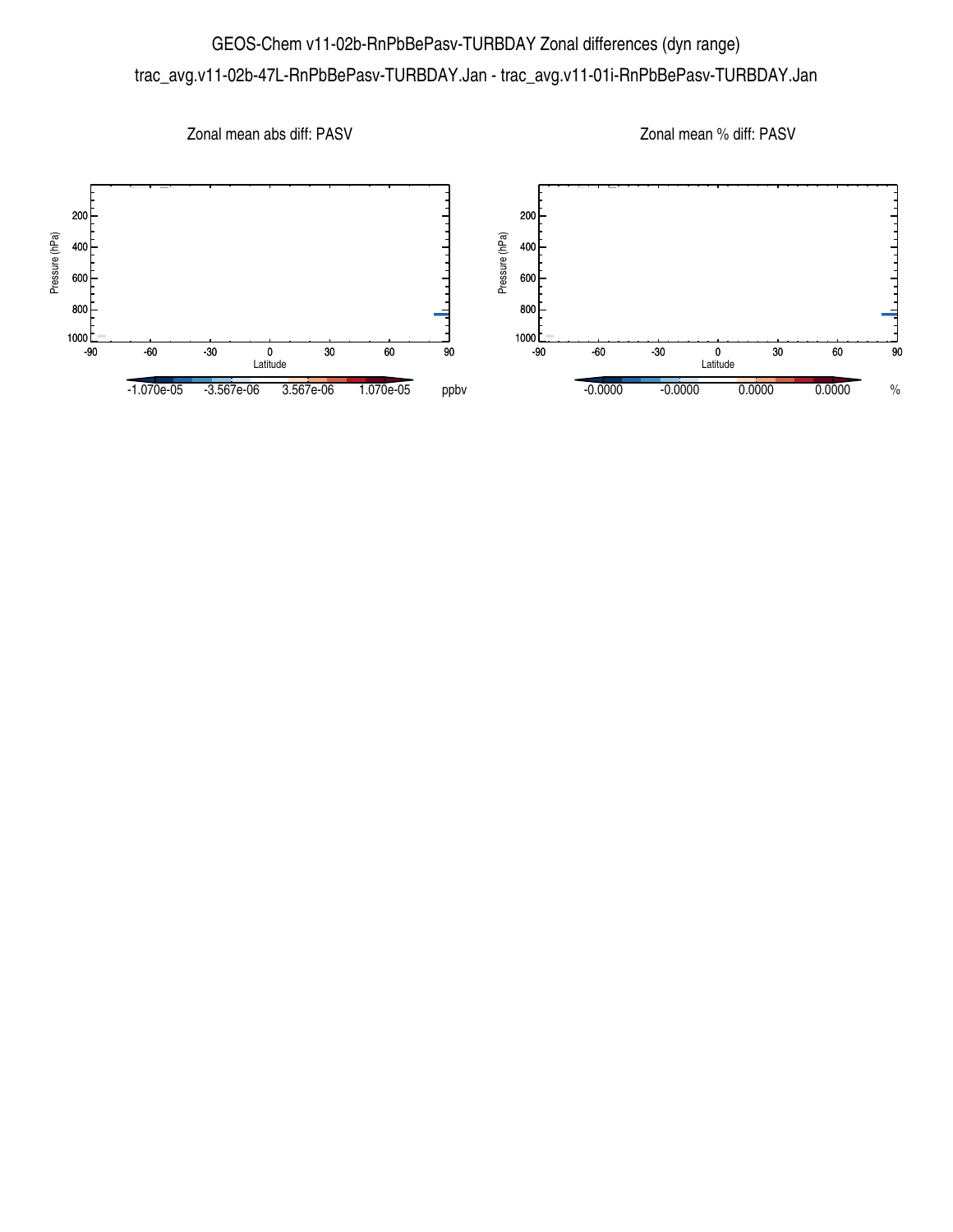GEOS-Chem v11-02b-RnPbBePasv-TURBDAY Zonal differences (dyn range)

trac_avg.v11-02b-47L-RnPbBePasv-TURBDAY.Jan - trac_avg.v11-01i-RnPbBePasv-TURBDAY.Jan

Zonal mean abs diff: PASV

Pressure (hPa)

200
400
600
800
1000

-90 -60 -30 0 30 60 90

Latitude

-1.070e-05 -3.567e-06 3.567e-06 1.070e-05 ppbv

Zonal mean % diff: PASV

Pressure (hPa)

200
400
600
800
1000

-90 -60 -30 0 30 60 90

Latitude

-0.0000 -0.0000 0.0000 0.0000 %